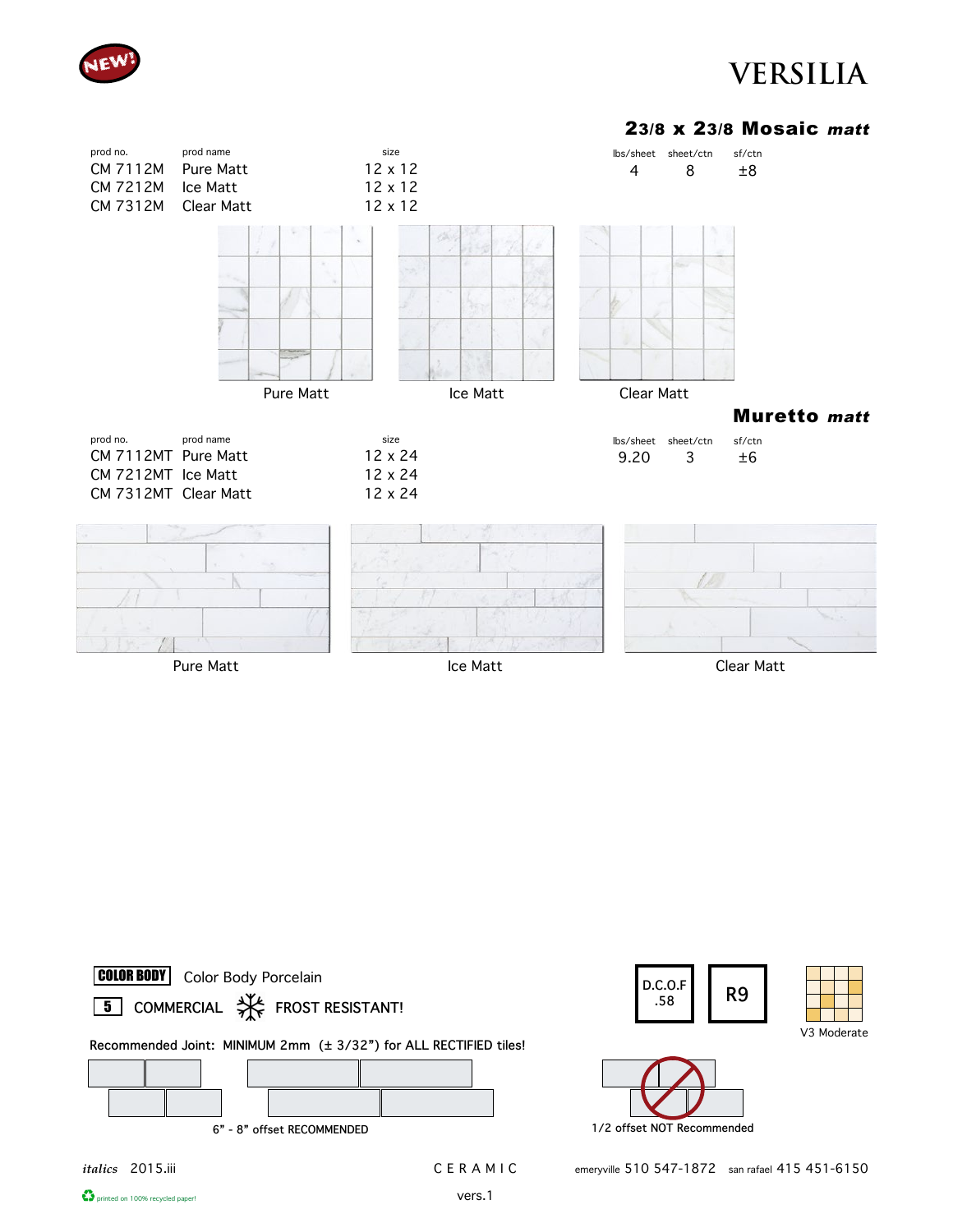NEW!

# VERSILIA

## 2 3/8 x 2 3/8 Mosaic *matt*

| prod no. | prod name | size | lbs/sheet | sheet/ctn | sf/ctn |
|---|---|---|---|---|---|
| CM 7112M | Pure Matt | 12 x 12 | 4 | 8 | ±8 |
| CM 7212M | Ice Matt | 12 x 12 | | | |
| CM 7312M | Clear Matt | 12 x 12 | | | |

Pure Matt | Ice Matt | Clear Matt

## Muretto *matt*

| prod no. | prod name | size | lbs/sheet | sheet/ctn | sf/ctn |
|---|---|---|---|---|---|
| CM 7112MT | Pure Matt | 12 x 24 | 9.20 | 3 | ±6 |
| CM 7212MT | Ice Matt | 12 x 24 | | | |
| CM 7312MT | Clear Matt | 12 x 24 | | | |

Pure Matt | Ice Matt | Clear Matt

COLOR BODY Color Body Porcelain

5 COMMERCIAL FROST RESISTANT!

D.C.O.F .58

R9

V3 Moderate

Recommended Joint: MINIMUM 2mm (± 3/32”) for ALL RECTIFIED tiles!

6” - 8” offset RECOMMENDED

1/2 offset NOT Recommended

*italics* 2015.iii CERAMIC vers.1

emeryville 510 547-1872 san rafael 415 451-6150

printed on 100% recycled paper!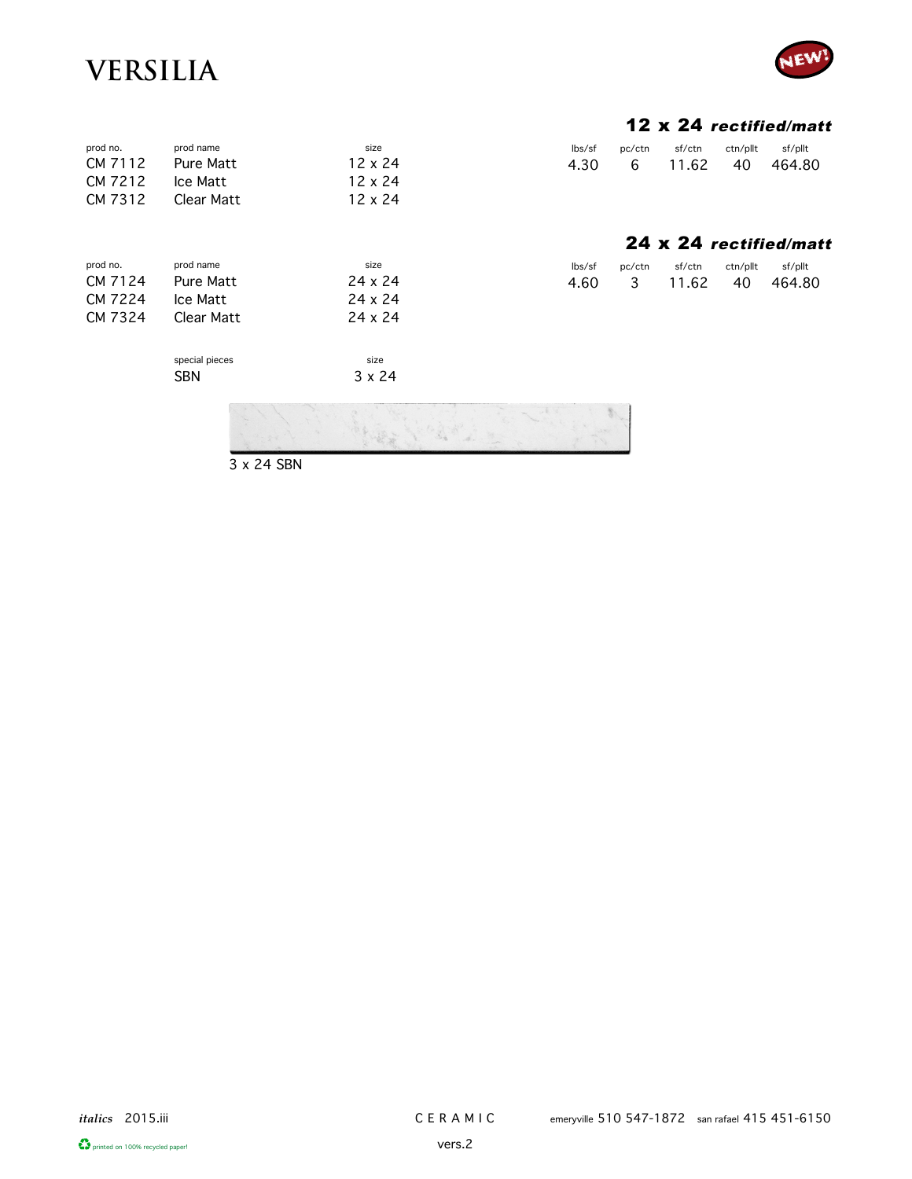# VERSILIA

NEW!

## 12 x 24 *rectified/matt*

| prod no. | prod name | size | lbs/sf | pc/ctn | sf/ctn | ctn/pllt | sf/pllt |
|---|---|---|---|---|---|---|---|
| CM 7112 | Pure Matt | 12 x 24 | 4.30 | 6 | 11.62 | 40 | 464.80 |
| CM 7212 | Ice Matt | 12 x 24 | | | | | |
| CM 7312 | Clear Matt | 12 x 24 | | | | | |

## 24 x 24 *rectified/matt*

| prod no. | prod name | size | lbs/sf | pc/ctn | sf/ctn | ctn/pllt | sf/pllt |
|---|---|---|---|---|---|---|---|
| CM 7124 | Pure Matt | 24 x 24 | 4.60 | 3 | 11.62 | 40 | 464.80 |
| CM 7224 | Ice Matt | 24 x 24 | | | | | |
| CM 7324 | Clear Matt | 24 x 24 | | | | | |

| special pieces | size |
|---|---|
| SBN | 3 x 24 |

3 x 24 SBN

*italics* 2015.iii

CERAMIC

vers.2

emeryville 510 547-1872 san rafael 415 451-6150

printed on 100% recycled paper!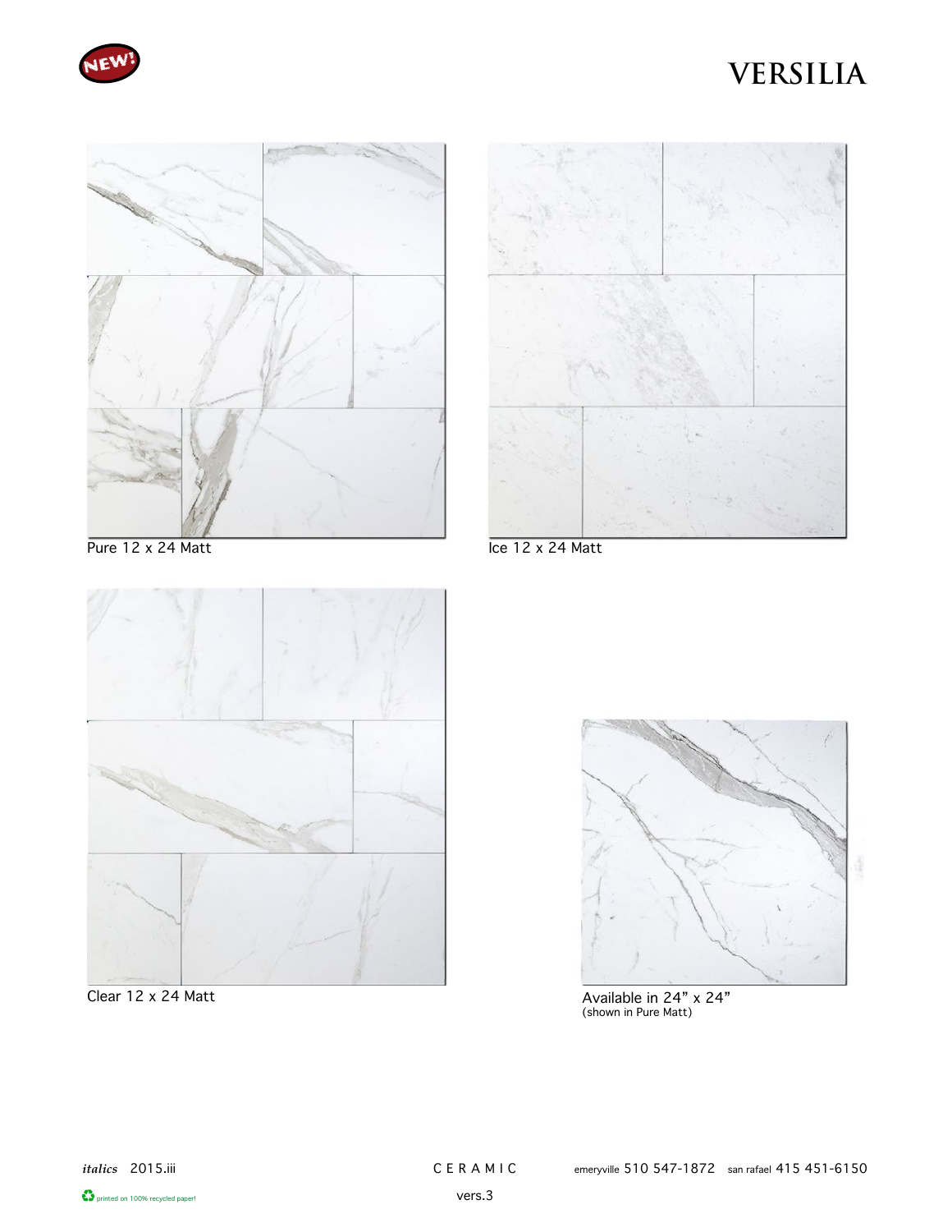NEW!

# VERSILIA

Pure 12 x 24 Matt

Ice 12 x 24 Matt

Clear 12 x 24 Matt

Available in 24” x 24”
(shown in Pure Matt)

*italics* 2015.iii

CERAMIC

vers.3

emeryville 510 547-1872 san rafael 415 451-6150

printed on 100% recycled paper!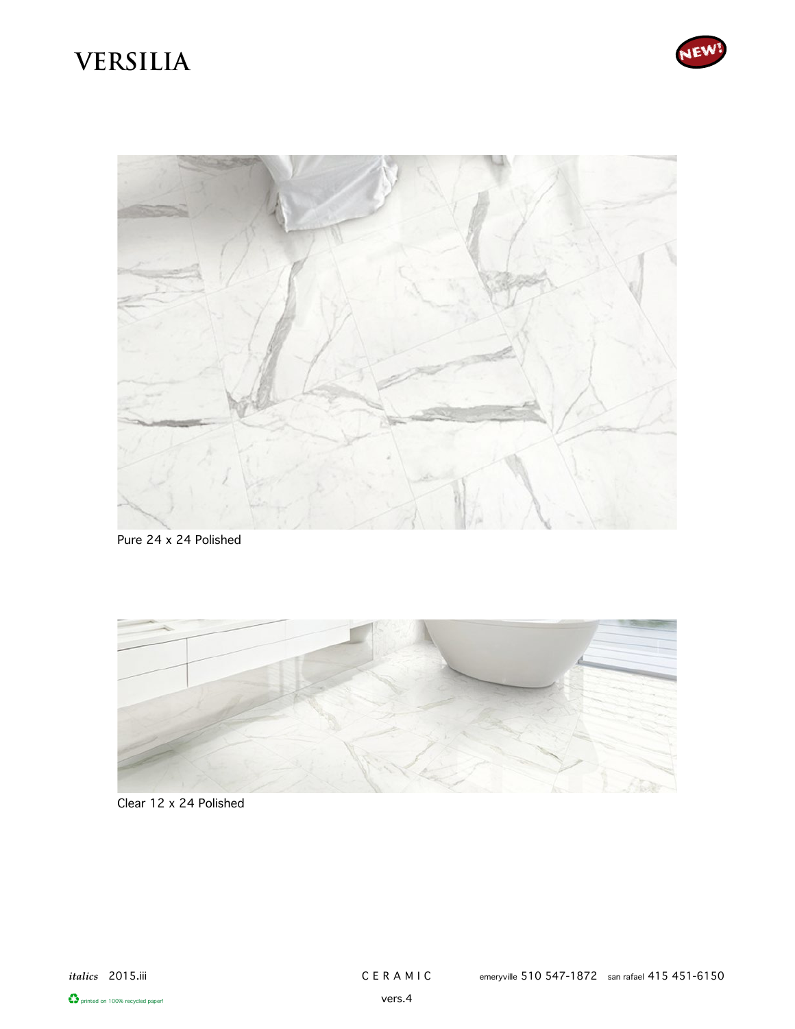# VERSILIA

Pure 24 x 24 Polished

Clear 12 x 24 Polished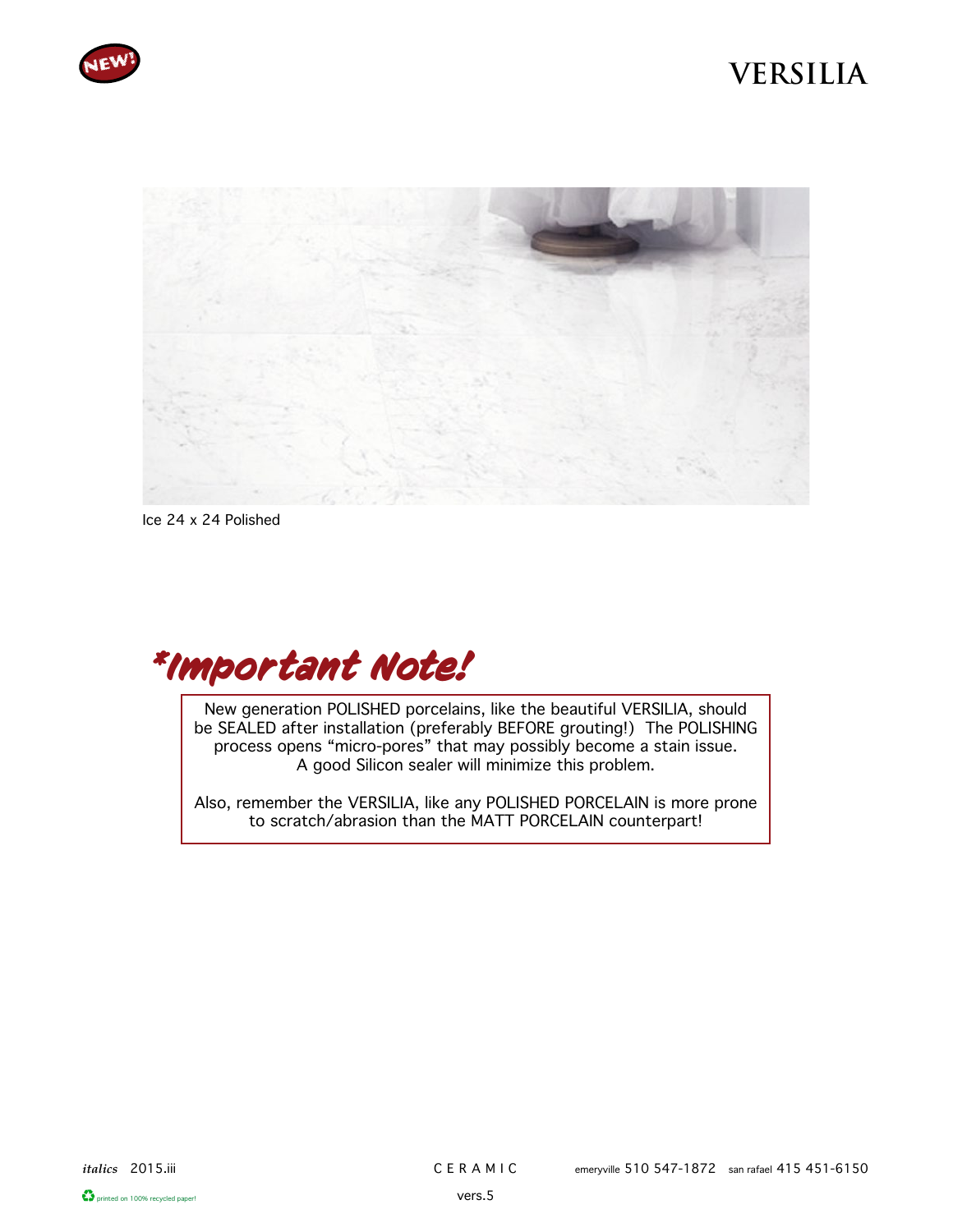# VERSILIA

Ice 24 x 24 Polished

## *Important Note!

New generation POLISHED porcelains, like the beautiful VERSILIA, should be SEALED after installation (preferably BEFORE grouting!) The POLISHING process opens “micro-pores” that may possibly become a stain issue. A good Silicon sealer will minimize this problem.

Also, remember the VERSILIA, like any POLISHED PORCELAIN is more prone to scratch/abrasion than the MATT PORCELAIN counterpart!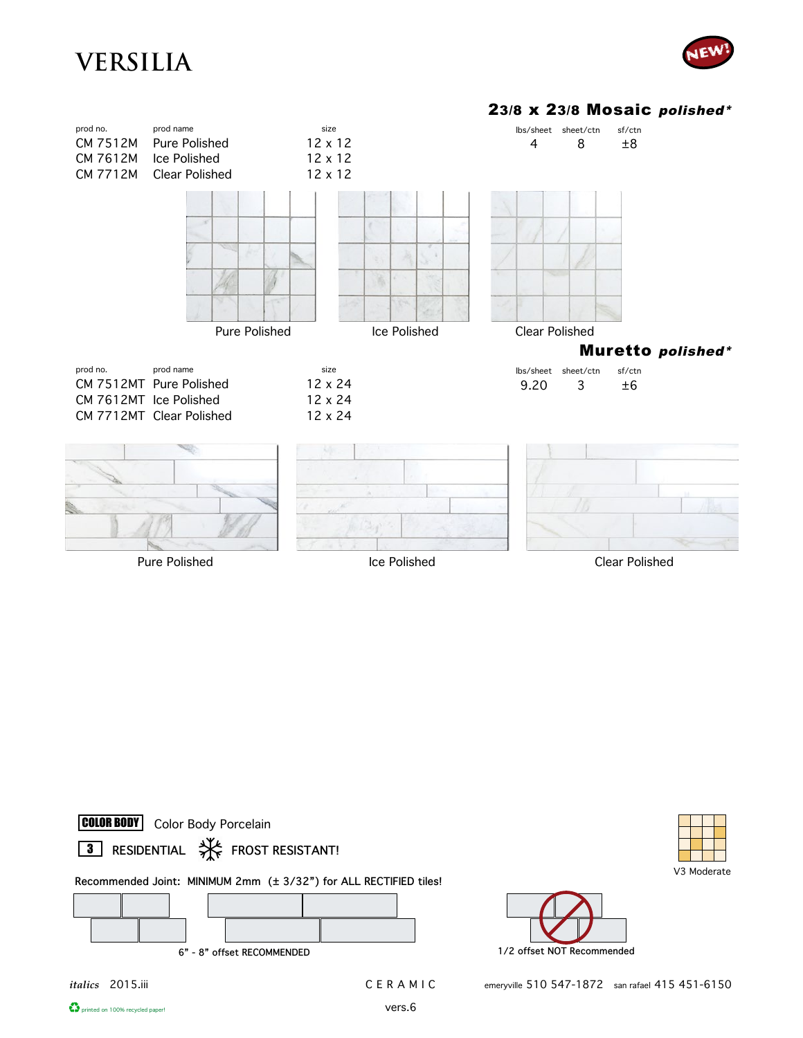# VERSILIA

NEW!

## 2 3/8 x 2 3/8 Mosaic *polished**

| prod no. | prod name | size |
|---|---|---|
| CM 7512M | Pure Polished | 12 x 12 |
| CM 7612M | Ice Polished | 12 x 12 |
| CM 7712M | Clear Polished | 12 x 12 |

| lbs/sheet | sheet/ctn | sf/ctn |
|---|---|---|
| 4 | 8 | ±8 |

Pure Polished Ice Polished Clear Polished

## Muretto *polished**

| prod no. | prod name | size |
|---|---|---|
| CM 7512MT | Pure Polished | 12 x 24 |
| CM 7612MT | Ice Polished | 12 x 24 |
| CM 7712MT | Clear Polished | 12 x 24 |

| lbs/sheet | sheet/ctn | sf/ctn |
|---|---|---|
| 9.20 | 3 | ±6 |

Pure Polished Ice Polished Clear Polished

COLOR BODY Color Body Porcelain

3 RESIDENTIAL FROST RESISTANT!

V3 Moderate

Recommended Joint: MINIMUM 2mm (± 3/32") for ALL RECTIFIED tiles!

6" - 8" offset RECOMMENDED

1/2 offset NOT Recommended

*italics* 2015.iii CERAMIC vers.6

emeryville 510 547-1872 san rafael 415 451-6150

printed on 100% recycled paper!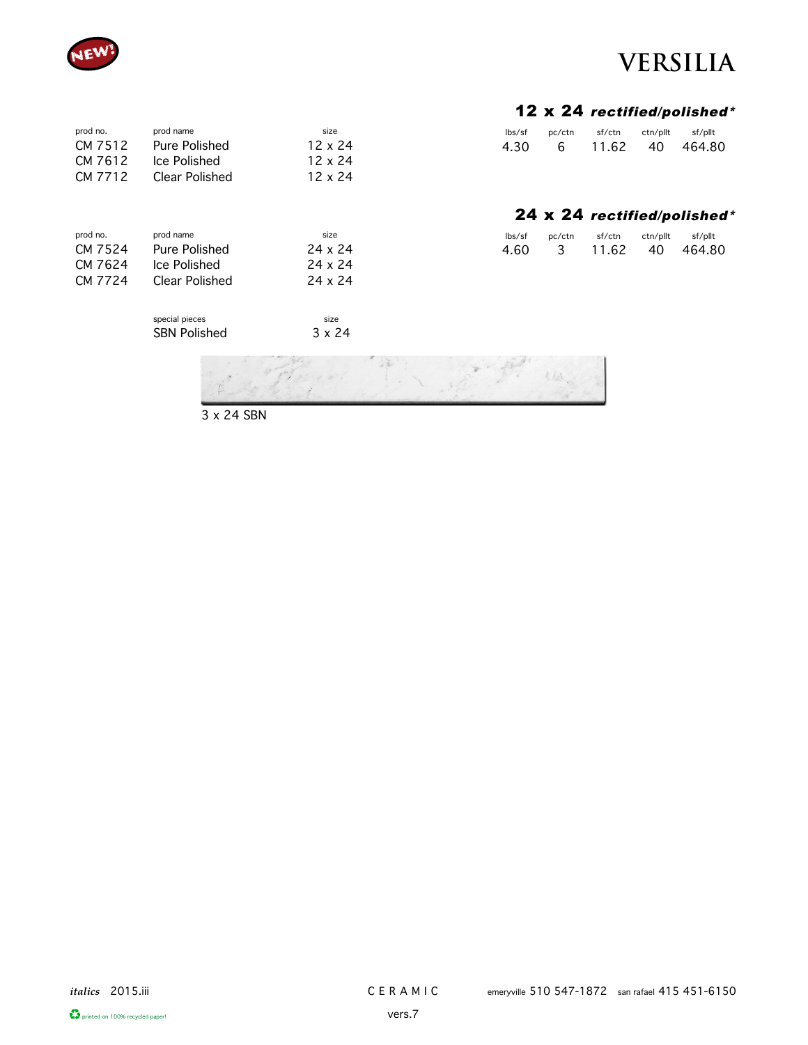NEW!

# VERSILIA

## 12 x 24 *rectified/polished**

| prod no. | prod name | size |
|---|---|---|
| CM 7512 | Pure Polished | 12 x 24 |
| CM 7612 | Ice Polished | 12 x 24 |
| CM 7712 | Clear Polished | 12 x 24 |

| lbs/sf | pc/ctn | sf/ctn | ctn/pllt | sf/pllt |
|---|---|---|---|---|
| 4.30 | 6 | 11.62 | 40 | 464.80 |

## 24 x 24 *rectified/polished**

| prod no. | prod name | size |
|---|---|---|
| CM 7524 | Pure Polished | 24 x 24 |
| CM 7624 | Ice Polished | 24 x 24 |
| CM 7724 | Clear Polished | 24 x 24 |

| lbs/sf | pc/ctn | sf/ctn | ctn/pllt | sf/pllt |
|---|---|---|---|---|
| 4.60 | 3 | 11.62 | 40 | 464.80 |

| special pieces | size |
|---|---|
| SBN Polished | 3 x 24 |

3 x 24 SBN

*italics* 2015.iii

CERAMIC

vers.7

emeryville 510 547-1872 san rafael 415 451-6150

printed on 100% recycled paper!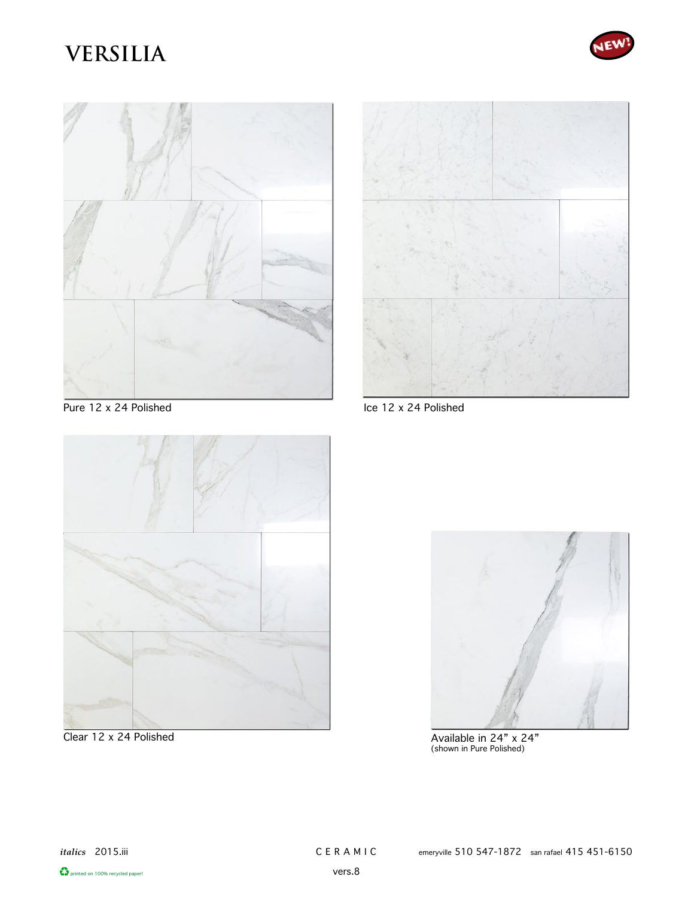# VERSILIA

NEW!

Pure 12 x 24 Polished

Ice 12 x 24 Polished

Clear 12 x 24 Polished

Available in 24” x 24”
(shown in Pure Polished)

*italics* 2015.iii

CERAMIC

emeryville 510 547-1872 san rafael 415 451-6150

printed on 100% recycled paper!

vers.8